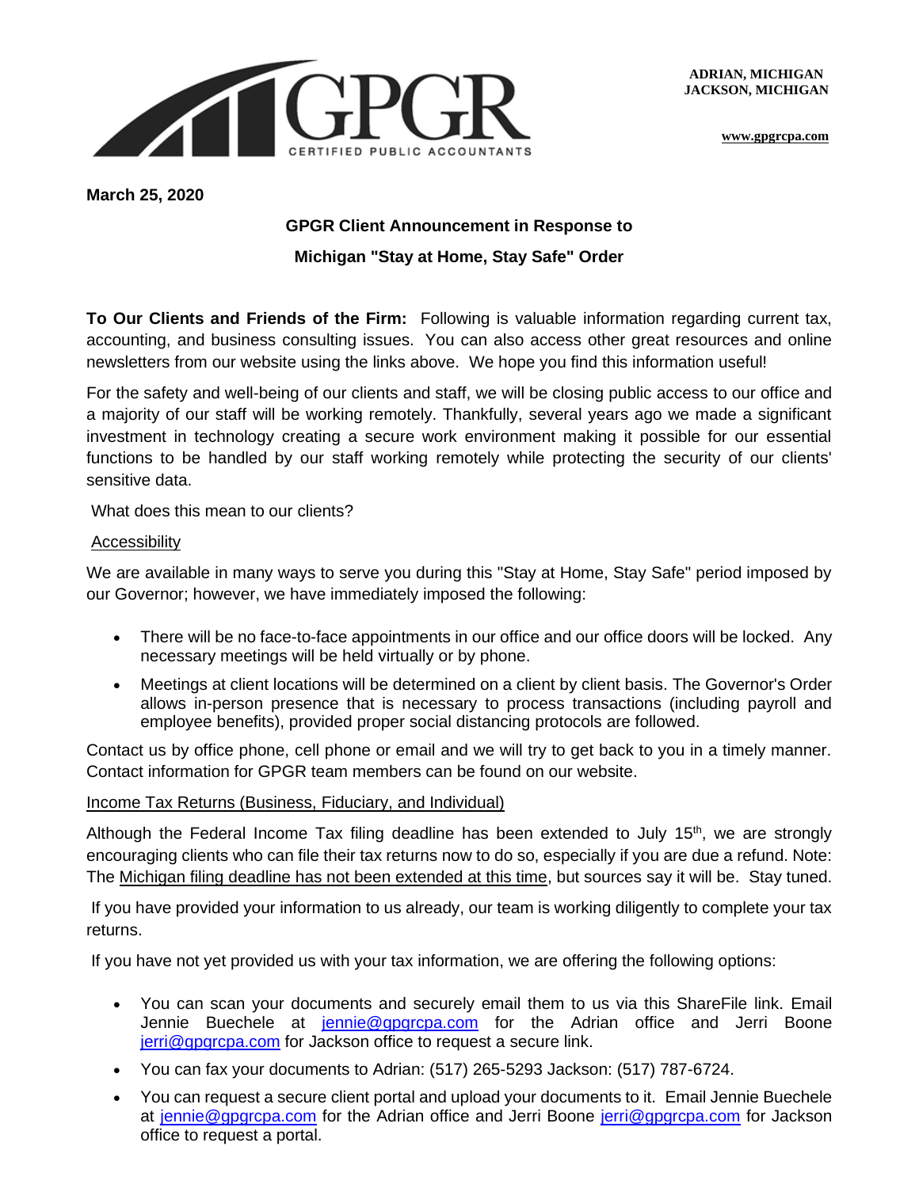GPGR CERTIFIED PUBLIC ACCOUNTANTS

**ADRIAN, MICHIGAN**
**JACKSON, MICHIGAN**

**www.gpgrcpa.com**

**March 25, 2020**

**GPGR Client Announcement in Response to**

**Michigan "Stay at Home, Stay Safe" Order**

**To Our Clients and Friends of the Firm:** Following is valuable information regarding current tax, accounting, and business consulting issues. You can also access other great resources and online newsletters from our website using the links above. We hope you find this information useful!

For the safety and well-being of our clients and staff, we will be closing public access to our office and a majority of our staff will be working remotely. Thankfully, several years ago we made a significant investment in technology creating a secure work environment making it possible for our essential functions to be handled by our staff working remotely while protecting the security of our clients' sensitive data.

What does this mean to our clients?

<u>Accessibility</u>

We are available in many ways to serve you during this "Stay at Home, Stay Safe" period imposed by our Governor; however, we have immediately imposed the following:

- There will be no face-to-face appointments in our office and our office doors will be locked. Any necessary meetings will be held virtually or by phone.
- Meetings at client locations will be determined on a client by client basis. The Governor's Order allows in-person presence that is necessary to process transactions (including payroll and employee benefits), provided proper social distancing protocols are followed.

Contact us by office phone, cell phone or email and we will try to get back to you in a timely manner. Contact information for GPGR team members can be found on our website.

<u>Income Tax Returns (Business, Fiduciary, and Individual)</u>

Although the Federal Income Tax filing deadline has been extended to July 15th, we are strongly encouraging clients who can file their tax returns now to do so, especially if you are due a refund. Note: The <u>Michigan filing deadline has not been extended at this time</u>, but sources say it will be. Stay tuned.

If you have provided your information to us already, our team is working diligently to complete your tax returns.

If you have not yet provided us with your tax information, we are offering the following options:

- You can scan your documents and securely email them to us via this ShareFile link. Email Jennie Buechele at jennie@gpgrcpa.com for the Adrian office and Jerri Boone jerri@gpgrcpa.com for Jackson office to request a secure link.
- You can fax your documents to Adrian: (517) 265-5293 Jackson: (517) 787-6724.
- You can request a secure client portal and upload your documents to it. Email Jennie Buechele at jennie@gpgrcpa.com for the Adrian office and Jerri Boone jerri@gpgrcpa.com for Jackson office to request a portal.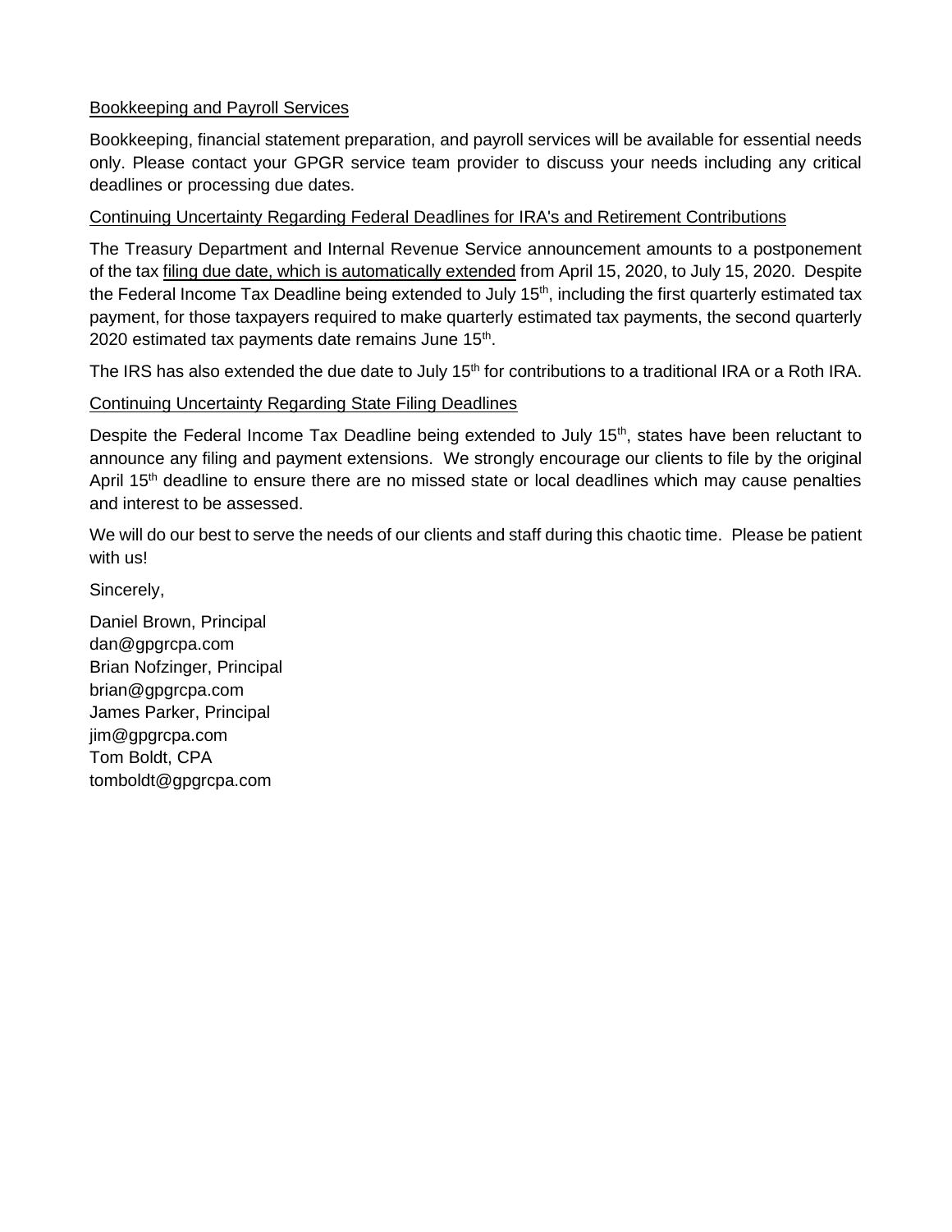Bookkeeping and Payroll Services

Bookkeeping, financial statement preparation, and payroll services will be available for essential needs only. Please contact your GPGR service team provider to discuss your needs including any critical deadlines or processing due dates.

Continuing Uncertainty Regarding Federal Deadlines for IRA's and Retirement Contributions

The Treasury Department and Internal Revenue Service announcement amounts to a postponement of the tax filing due date, which is automatically extended from April 15, 2020, to July 15, 2020. Despite the Federal Income Tax Deadline being extended to July 15th, including the first quarterly estimated tax payment, for those taxpayers required to make quarterly estimated tax payments, the second quarterly 2020 estimated tax payments date remains June 15th.

The IRS has also extended the due date to July 15th for contributions to a traditional IRA or a Roth IRA.

Continuing Uncertainty Regarding State Filing Deadlines

Despite the Federal Income Tax Deadline being extended to July 15th, states have been reluctant to announce any filing and payment extensions. We strongly encourage our clients to file by the original April 15th deadline to ensure there are no missed state or local deadlines which may cause penalties and interest to be assessed.

We will do our best to serve the needs of our clients and staff during this chaotic time. Please be patient with us!

Sincerely,

Daniel Brown, Principal
dan@gpgrcpa.com
Brian Nofzinger, Principal
brian@gpgrcpa.com
James Parker, Principal
jim@gpgrcpa.com
Tom Boldt, CPA
tomboldt@gpgrcpa.com